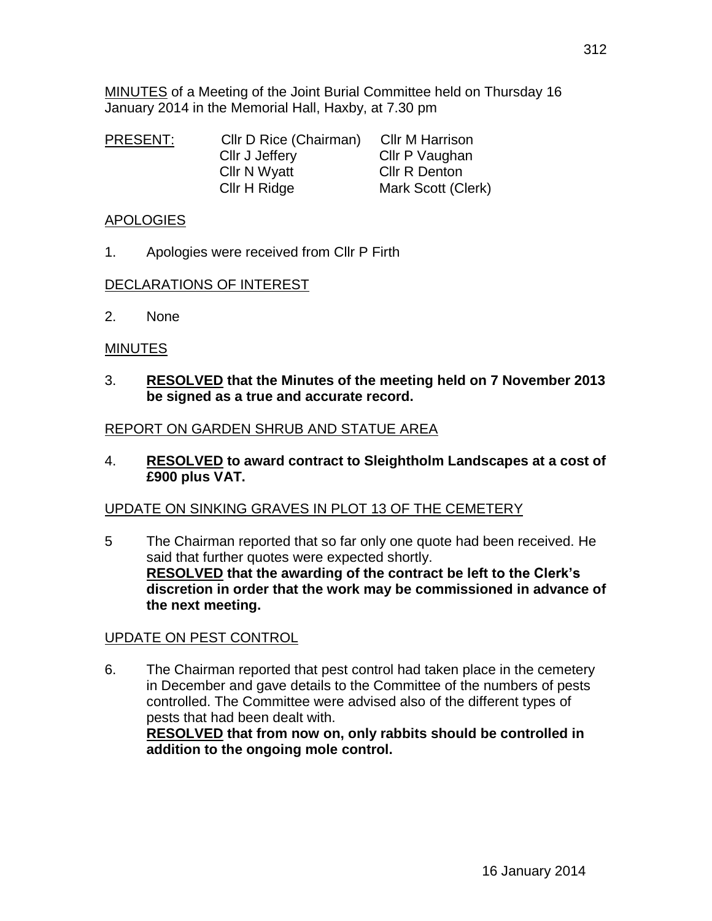<u>MINUTES</u> of a Meeting of the Joint Burial Committee held on Thursday 16 January 2014 in the Memorial Hall, Haxby, at 7.30 pm

| <u>PRESENT:</u> | Cllr D Rice (Chairman) | Cllr M Harrison |
|---|---|---|
| | Cllr J Jeffery | Cllr P Vaughan |
| | Cllr N Wyatt | Cllr R Denton |
| | Cllr H Ridge | Mark Scott (Clerk) |

## <u>APOLOGIES</u>

1. Apologies were received from Cllr P Firth

## <u>DECLARATIONS OF INTEREST</u>

2. None

## <u>MINUTES</u>

3. **<u>RESOLVED</u> that the Minutes of the meeting held on 7 November 2013 be signed as a true and accurate record.**

## <u>REPORT ON GARDEN SHRUB AND STATUE AREA</u>

4. **<u>RESOLVED</u> to award contract to Sleightholm Landscapes at a cost of £900 plus VAT.**

## <u>UPDATE ON SINKING GRAVES IN PLOT 13 OF THE CEMETERY</u>

5 The Chairman reported that so far only one quote had been received. He said that further quotes were expected shortly.
**<u>RESOLVED</u> that the awarding of the contract be left to the Clerk's discretion in order that the work may be commissioned in advance of the next meeting.**

## <u>UPDATE ON PEST CONTROL</u>

6. The Chairman reported that pest control had taken place in the cemetery in December and gave details to the Committee of the numbers of pests controlled. The Committee were advised also of the different types of pests that had been dealt with.
**<u>RESOLVED</u> that from now on, only rabbits should be controlled in addition to the ongoing mole control.**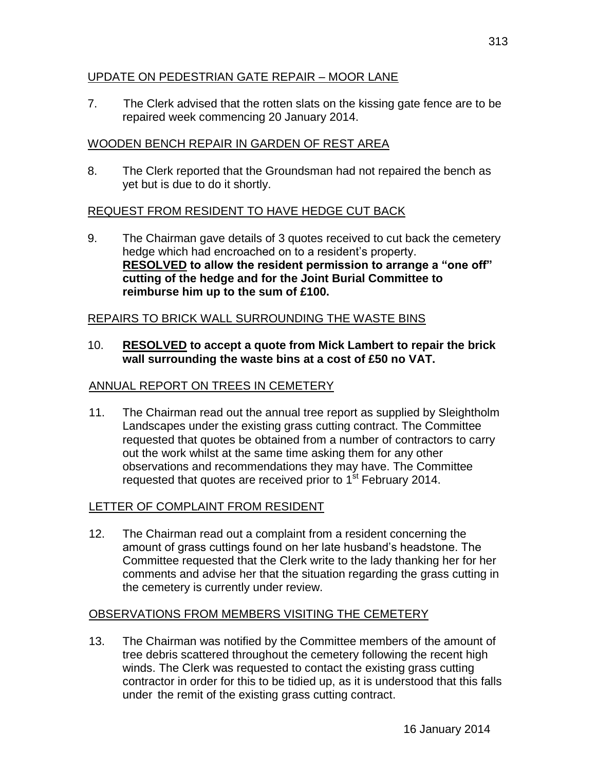UPDATE ON PEDESTRIAN GATE REPAIR – MOOR LANE

7. The Clerk advised that the rotten slats on the kissing gate fence are to be repaired week commencing 20 January 2014.

WOODEN BENCH REPAIR IN GARDEN OF REST AREA

8. The Clerk reported that the Groundsman had not repaired the bench as yet but is due to do it shortly.

REQUEST FROM RESIDENT TO HAVE HEDGE CUT BACK

9. The Chairman gave details of 3 quotes received to cut back the cemetery hedge which had encroached on to a resident's property.
**RESOLVED to allow the resident permission to arrange a "one off" cutting of the hedge and for the Joint Burial Committee to reimburse him up to the sum of £100.**

REPAIRS TO BRICK WALL SURROUNDING THE WASTE BINS

10. **RESOLVED to accept a quote from Mick Lambert to repair the brick wall surrounding the waste bins at a cost of £50 no VAT.**

ANNUAL REPORT ON TREES IN CEMETERY

11. The Chairman read out the annual tree report as supplied by Sleightholm Landscapes under the existing grass cutting contract. The Committee requested that quotes be obtained from a number of contractors to carry out the work whilst at the same time asking them for any other observations and recommendations they may have. The Committee requested that quotes are received prior to 1st February 2014.

LETTER OF COMPLAINT FROM RESIDENT

12. The Chairman read out a complaint from a resident concerning the amount of grass cuttings found on her late husband's headstone. The Committee requested that the Clerk write to the lady thanking her for her comments and advise her that the situation regarding the grass cutting in the cemetery is currently under review.

OBSERVATIONS FROM MEMBERS VISITING THE CEMETERY

13. The Chairman was notified by the Committee members of the amount of tree debris scattered throughout the cemetery following the recent high winds. The Clerk was requested to contact the existing grass cutting contractor in order for this to be tidied up, as it is understood that this falls under the remit of the existing grass cutting contract.

16 January 2014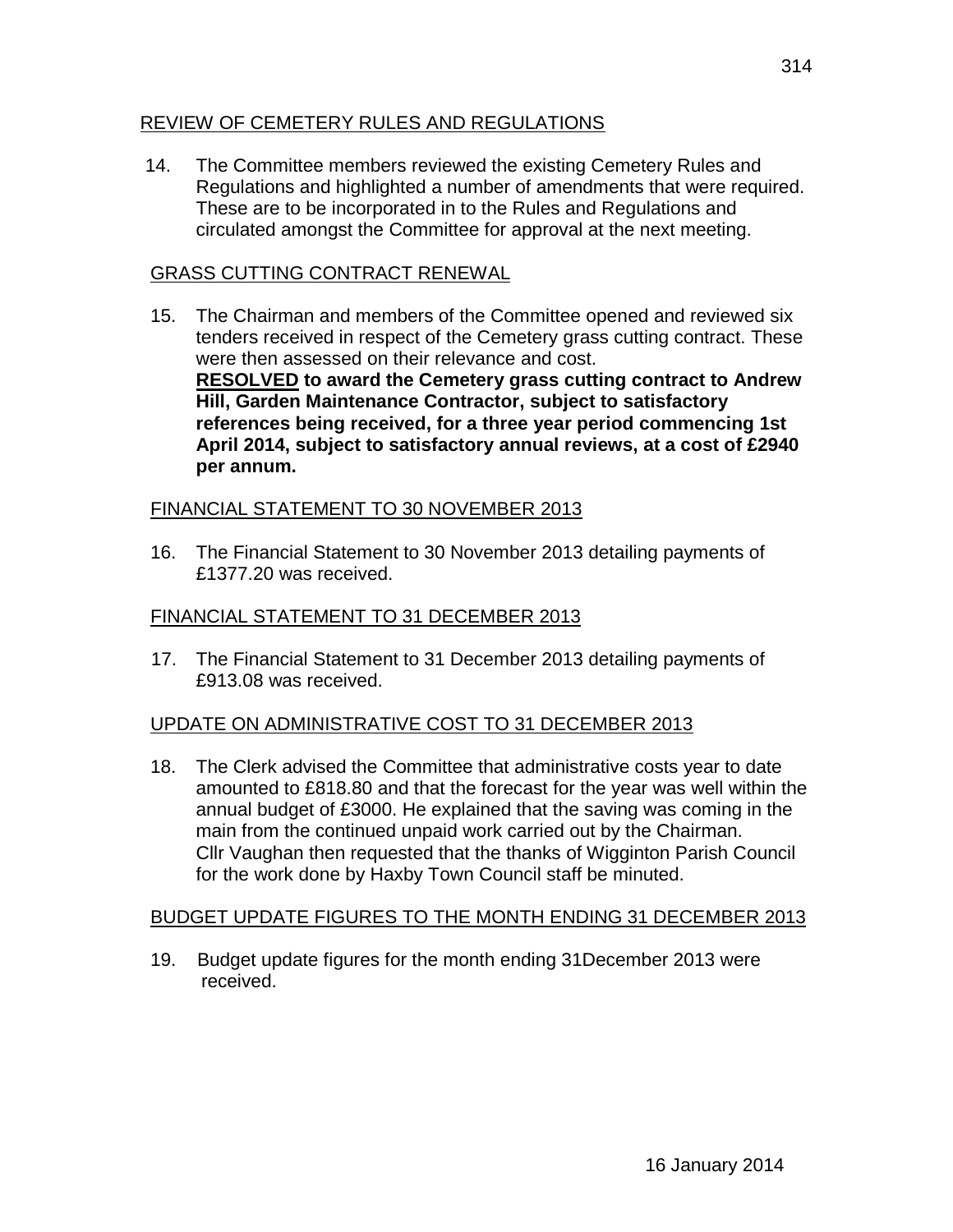## REVIEW OF CEMETERY RULES AND REGULATIONS

14. The Committee members reviewed the existing Cemetery Rules and Regulations and highlighted a number of amendments that were required. These are to be incorporated in to the Rules and Regulations and circulated amongst the Committee for approval at the next meeting.

## GRASS CUTTING CONTRACT RENEWAL

15. The Chairman and members of the Committee opened and reviewed six tenders received in respect of the Cemetery grass cutting contract. These were then assessed on their relevance and cost.
**RESOLVED to award the Cemetery grass cutting contract to Andrew Hill, Garden Maintenance Contractor, subject to satisfactory references being received, for a three year period commencing 1st April 2014, subject to satisfactory annual reviews, at a cost of £2940 per annum.**

## FINANCIAL STATEMENT TO 30 NOVEMBER 2013

16. The Financial Statement to 30 November 2013 detailing payments of £1377.20 was received.

## FINANCIAL STATEMENT TO 31 DECEMBER 2013

17. The Financial Statement to 31 December 2013 detailing payments of £913.08 was received.

## UPDATE ON ADMINISTRATIVE COST TO 31 DECEMBER 2013

18. The Clerk advised the Committee that administrative costs year to date amounted to £818.80 and that the forecast for the year was well within the annual budget of £3000. He explained that the saving was coming in the main from the continued unpaid work carried out by the Chairman. Cllr Vaughan then requested that the thanks of Wigginton Parish Council for the work done by Haxby Town Council staff be minuted.

## BUDGET UPDATE FIGURES TO THE MONTH ENDING 31 DECEMBER 2013

19. Budget update figures for the month ending 31December 2013 were received.

16 January 2014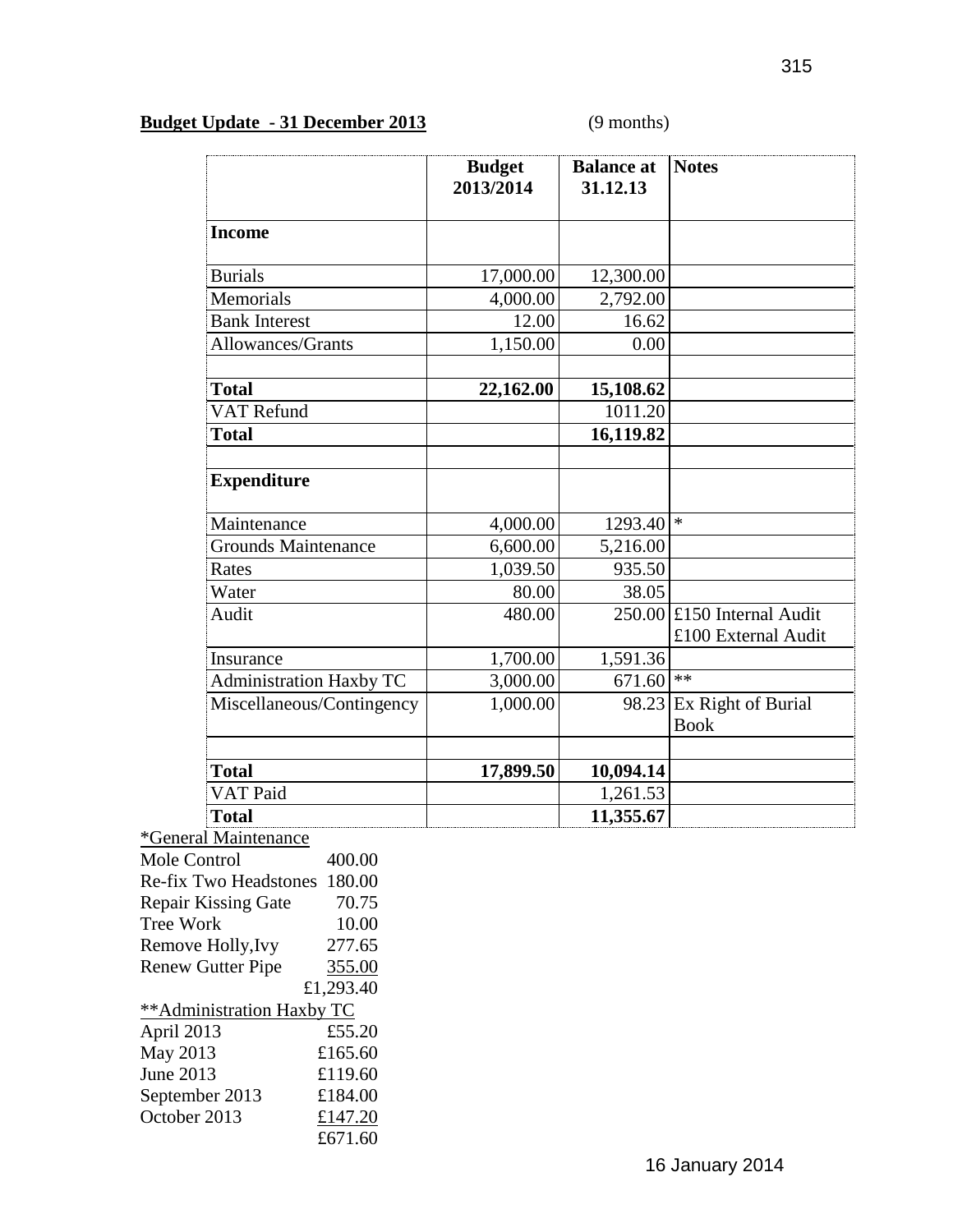**Budget Update - 31 December 2013** (9 months)

| | Budget 2013/2014 | Balance at 31.12.13 | Notes |
|---|---|---|---|
| **Income** | | | |
| Burials | 17,000.00 | 12,300.00 | |
| Memorials | 4,000.00 | 2,792.00 | |
| Bank Interest | 12.00 | 16.62 | |
| Allowances/Grants | 1,150.00 | 0.00 | |
| | | | |
| **Total** | **22,162.00** | **15,108.62** | |
| VAT Refund | | 1011.20 | |
| **Total** | | **16,119.82** | |
| | | | |
| **Expenditure** | | | |
| Maintenance | 4,000.00 | 1293.40 | * |
| Grounds Maintenance | 6,600.00 | 5,216.00 | |
| Rates | 1,039.50 | 935.50 | |
| Water | 80.00 | 38.05 | |
| Audit | 480.00 | 250.00 | £150 Internal Audit £100 External Audit |
| Insurance | 1,700.00 | 1,591.36 | |
| Administration Haxby TC | 3,000.00 | 671.60 | ** |
| Miscellaneous/Contingency | 1,000.00 | 98.23 | Ex Right of Burial Book |
| | | | |
| **Total** | **17,899.50** | **10,094.14** | |
| VAT Paid | | 1,261.53 | |
| **Total** | | **11,355.67** | |

*General Maintenance

| | |
|---|---|
| Mole Control | 400.00 |
| Re-fix Two Headstones | 180.00 |
| Repair Kissing Gate | 70.75 |
| Tree Work | 10.00 |
| Remove Holly,Ivy | 277.65 |
| Renew Gutter Pipe | 355.00 |
| | £1,293.40 |

**Administration Haxby TC

| | |
|---|---|
| April 2013 | £55.20 |
| May 2013 | £165.60 |
| June 2013 | £119.60 |
| September 2013 | £184.00 |
| October 2013 | £147.20 |
| | £671.60 |

16 January 2014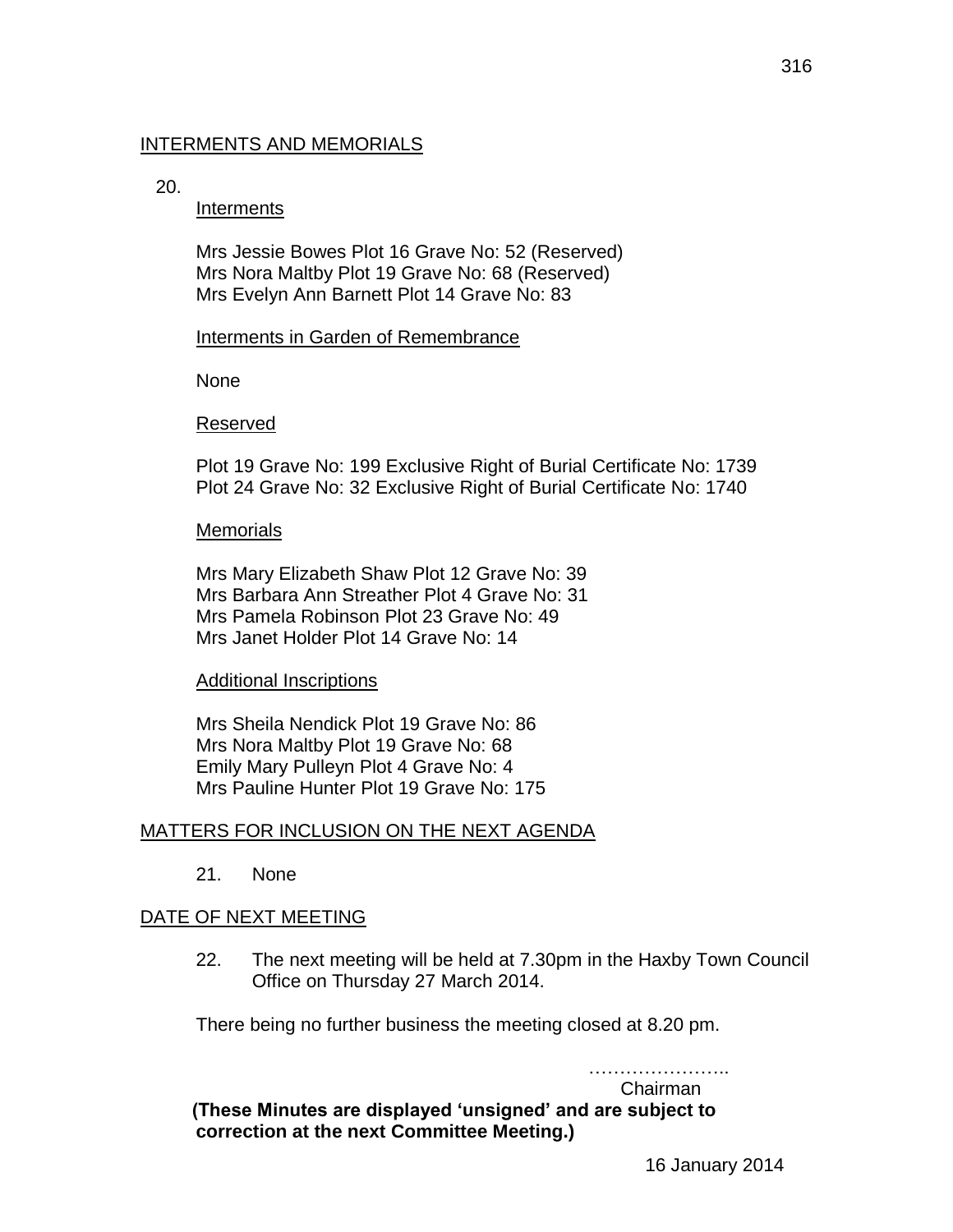## INTERMENTS AND MEMORIALS

20.

**Interments**

Mrs Jessie Bowes Plot 16 Grave No: 52 (Reserved)
Mrs Nora Maltby Plot 19 Grave No: 68 (Reserved)
Mrs Evelyn Ann Barnett Plot 14 Grave No: 83

**Interments in Garden of Remembrance**

None

**Reserved**

Plot 19 Grave No: 199 Exclusive Right of Burial Certificate No: 1739
Plot 24 Grave No: 32 Exclusive Right of Burial Certificate No: 1740

**Memorials**

Mrs Mary Elizabeth Shaw Plot 12 Grave No: 39
Mrs Barbara Ann Streather Plot 4 Grave No: 31
Mrs Pamela Robinson Plot 23 Grave No: 49
Mrs Janet Holder Plot 14 Grave No: 14

**Additional Inscriptions**

Mrs Sheila Nendick Plot 19 Grave No: 86
Mrs Nora Maltby Plot 19 Grave No: 68
Emily Mary Pulleyn Plot 4 Grave No: 4
Mrs Pauline Hunter Plot 19 Grave No: 175

## MATTERS FOR INCLUSION ON THE NEXT AGENDA

21. None

## DATE OF NEXT MEETING

22. The next meeting will be held at 7.30pm in the Haxby Town Council Office on Thursday 27 March 2014.

There being no further business the meeting closed at 8.20 pm.

…………………..
Chairman

**(These Minutes are displayed 'unsigned' and are subject to correction at the next Committee Meeting.)**

16 January 2014